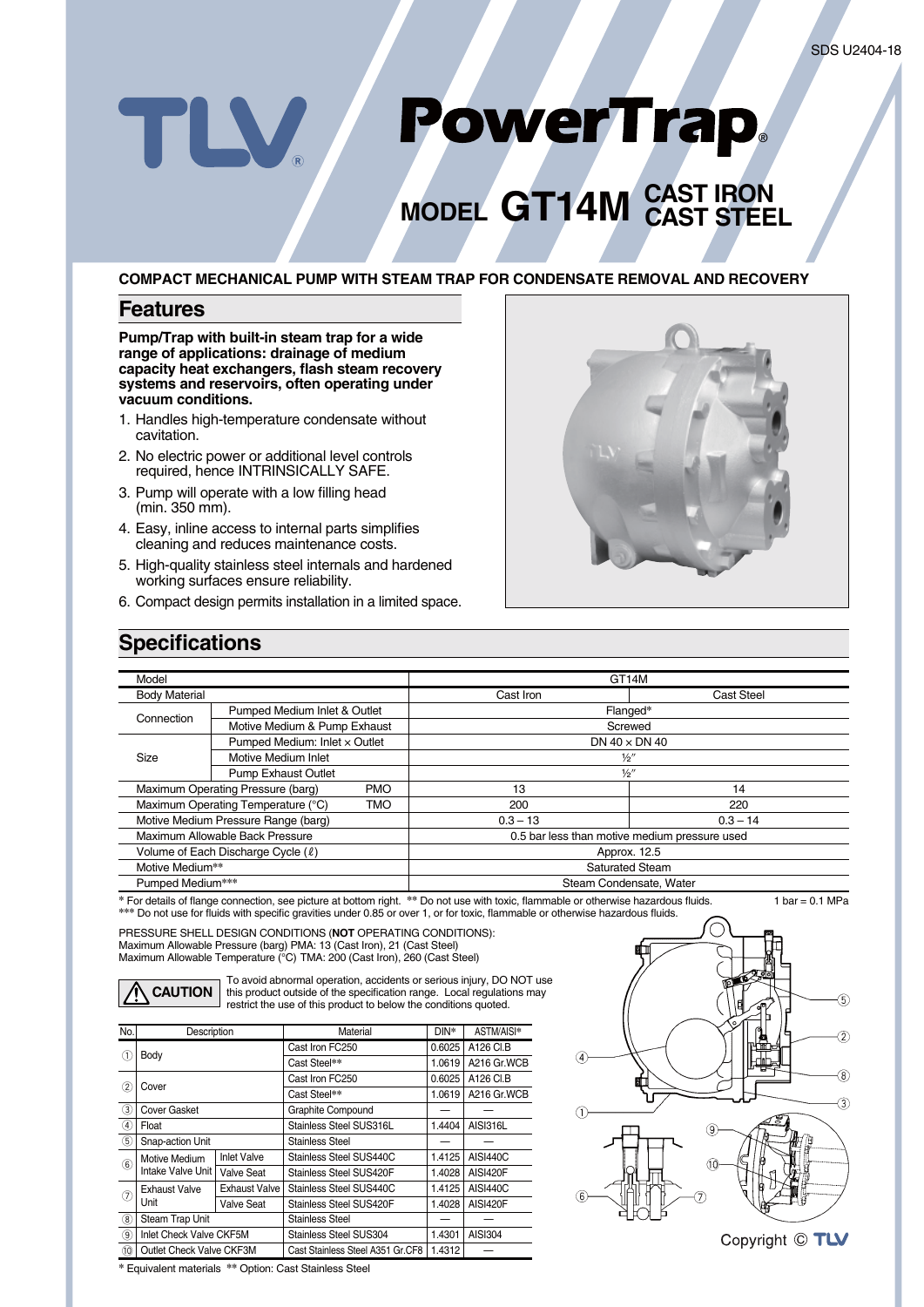SDS U2404-18

# TLV PowerTrap®

## MODEL GT14M CAST IRON CAST STEEL

**COMPACT MECHANICAL PUMP WITH STEAM TRAP FOR CONDENSATE REMOVAL AND RECOVERY**

## Features

**Pump/Trap with built-in steam trap for a wide range of applications: drainage of medium capacity heat exchangers, flash steam recovery systems and reservoirs, often operating under vacuum conditions.**

1. Handles high-temperature condensate without cavitation.
2. No electric power or additional level controls required, hence INTRINSICALLY SAFE.
3. Pump will operate with a low filling head (min. 350 mm).
4. Easy, inline access to internal parts simplifies cleaning and reduces maintenance costs.
5. High-quality stainless steel internals and hardened working surfaces ensure reliability.
6. Compact design permits installation in a limited space.

## Specifications

| Model | | | GT14M | |
|---|---|---|---|---|
| Body Material | | | Cast Iron | Cast Steel |
| Connection | Pumped Medium Inlet & Outlet | | Flanged* | |
| | Motive Medium & Pump Exhaust | | Screwed | |
| Size | Pumped Medium: Inlet × Outlet | | DN 40 × DN 40 | |
| | Motive Medium Inlet | | ½″ | |
| | Pump Exhaust Outlet | | ½″ | |
| Maximum Operating Pressure (barg) | | PMO | 13 | 14 |
| Maximum Operating Temperature (°C) | | TMO | 200 | 220 |
| Motive Medium Pressure Range (barg) | | | 0.3 – 13 | 0.3 – 14 |
| Maximum Allowable Back Pressure | | | 0.5 bar less than motive medium pressure used | |
| Volume of Each Discharge Cycle (ℓ) | | | Approx. 12.5 | |
| Motive Medium** | | | Saturated Steam | |
| Pumped Medium*** | | | Steam Condensate, Water | |

\* For details of flange connection, see picture at bottom right. ** Do not use with toxic, flammable or otherwise hazardous fluids. 1 bar = 0.1 MPa
*** Do not use for fluids with specific gravities under 0.85 or over 1, or for toxic, flammable or otherwise hazardous fluids.

PRESSURE SHELL DESIGN CONDITIONS (**NOT** OPERATING CONDITIONS):
Maximum Allowable Pressure (barg) PMA: 13 (Cast Iron), 21 (Cast Steel)
Maximum Allowable Temperature (°C) TMA: 200 (Cast Iron), 260 (Cast Steel)

**⚠ CAUTION** To avoid abnormal operation, accidents or serious injury, DO NOT use this product outside of the specification range. Local regulations may restrict the use of this product to below the conditions quoted.

| No. | Description | | Material | DIN* | ASTM/AISI* |
|---|---|---|---|---|---|
| ① | Body | | Cast Iron FC250 | 0.6025 | A126 Cl.B |
| | | | Cast Steel** | 1.0619 | A216 Gr.WCB |
| ② | Cover | | Cast Iron FC250 | 0.6025 | A126 Cl.B |
| | | | Cast Steel** | 1.0619 | A216 Gr.WCB |
| ③ | Cover Gasket | | Graphite Compound | — | — |
| ④ | Float | | Stainless Steel SUS316L | 1.4404 | AISI316L |
| ⑤ | Snap-action Unit | | Stainless Steel | — | — |
| ⑥ | Motive Medium Intake Valve Unit | Inlet Valve | Stainless Steel SUS440C | 1.4125 | AISI440C |
| | | Valve Seat | Stainless Steel SUS420F | 1.4028 | AISI420F |
| ⑦ | Exhaust Valve Unit | Exhaust Valve | Stainless Steel SUS440C | 1.4125 | AISI440C |
| | | Valve Seat | Stainless Steel SUS420F | 1.4028 | AISI420F |
| ⑧ | Steam Trap Unit | | Stainless Steel | — | — |
| ⑨ | Inlet Check Valve CKF5M | | Stainless Steel SUS304 | 1.4301 | AISI304 |
| ⑩ | Outlet Check Valve CKF3M | | Cast Stainless Steel A351 Gr.CF8 | 1.4312 | — |

\* Equivalent materials ** Option: Cast Stainless Steel

Copyright © TLV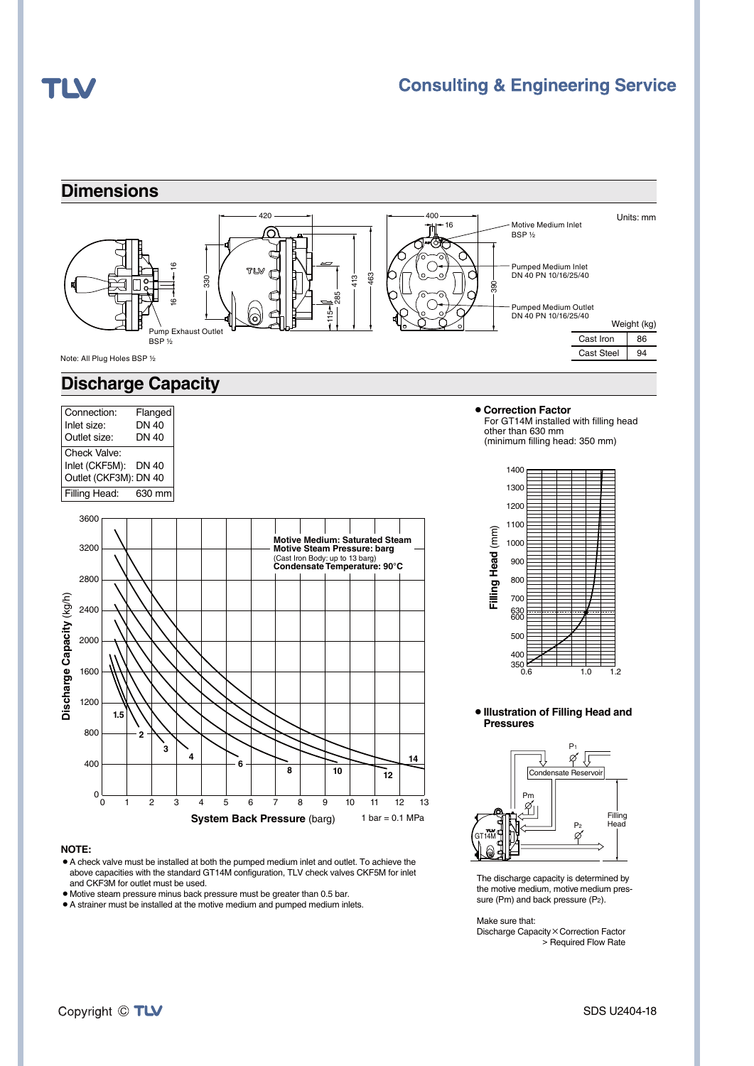## Dimensions

Units: mm

Motive Medium Inlet BSP ½

Pumped Medium Inlet DN 40 PN 10/16/25/40

Pumped Medium Outlet DN 40 PN 10/16/25/40

Pump Exhaust Outlet BSP ½

| Weight (kg) | |
|---|---|
| Cast Iron | 86 |
| Cast Steel | 94 |

Note: All Plug Holes BSP ½

## Discharge Capacity

| Connection: | Flanged |
|---|---|
| Inlet size: | DN 40 |
| Outlet size: | DN 40 |
| Check Valve: | |
| Inlet (CKF5M): | DN 40 |
| Outlet (CKF3M): | DN 40 |
| Filling Head: | 630 mm |

Motive Medium: Saturated Steam
Motive Steam Pressure: barg
(Cast Iron Body: up to 13 barg)
Condensate Temperature: 90°C

Discharge Capacity (kg/h)

System Back Pressure (barg) 1 bar = 0.1 MPa

- **Correction Factor**
  For GT14M installed with filling head other than 630 mm
  (minimum filling head: 350 mm)

Filling Head (mm)

- **Illustration of Filling Head and Pressures**

Condensate Reservoir

Filling Head

The discharge capacity is determined by the motive medium, motive medium pressure (Pm) and back pressure ($P_2$).

Make sure that:
Discharge Capacity × Correction Factor > Required Flow Rate

**NOTE:**

- A check valve must be installed at both the pumped medium inlet and outlet. To achieve the above capacities with the standard GT14M configuration, TLV check valves CKF5M for inlet and CKF3M for outlet must be used.
- Motive steam pressure minus back pressure must be greater than 0.5 bar.
- A strainer must be installed at the motive medium and pumped medium inlets.

SDS U2404-18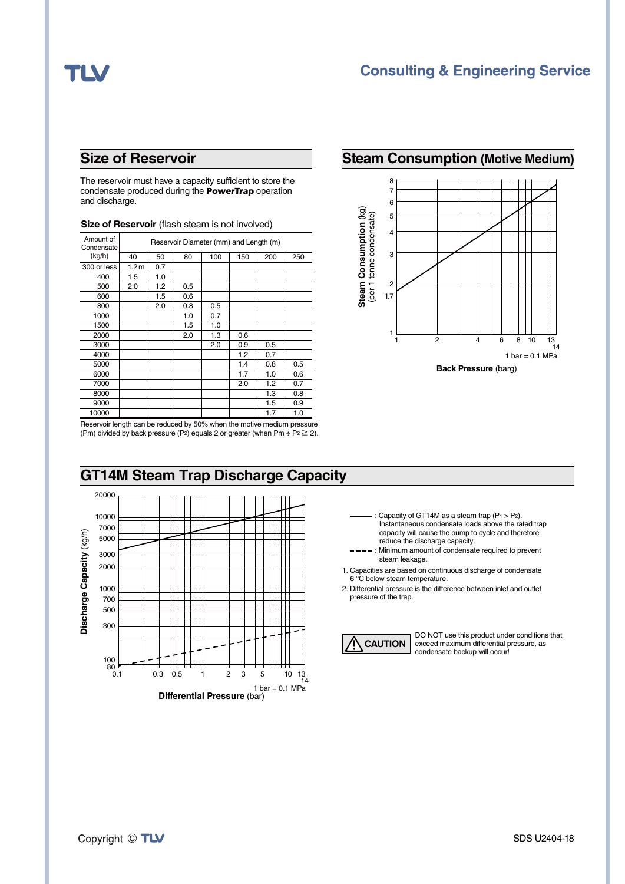## Size of Reservoir

The reservoir must have a capacity sufficient to store the condensate produced during the **PowerTrap** operation and discharge.

**Size of Reservoir** (flash steam is not involved)

| Amount of Condensate (kg/h) | Reservoir Diameter (mm) and Length (m) | | | | | | |
|---|---|---|---|---|---|---|---|
| | 40 | 50 | 80 | 100 | 150 | 200 | 250 |
| 300 or less | 1.2 m | 0.7 | | | | | |
| 400 | 1.5 | 1.0 | | | | | |
| 500 | 2.0 | 1.2 | 0.5 | | | | |
| 600 | | 1.5 | 0.6 | | | | |
| 800 | | 2.0 | 0.8 | 0.5 | | | |
| 1000 | | | 1.0 | 0.7 | | | |
| 1500 | | | 1.5 | 1.0 | | | |
| 2000 | | | 2.0 | 1.3 | 0.6 | | |
| 3000 | | | | 2.0 | 0.9 | 0.5 | |
| 4000 | | | | | 1.2 | 0.7 | |
| 5000 | | | | | 1.4 | 0.8 | 0.5 |
| 6000 | | | | | 1.7 | 1.0 | 0.6 |
| 7000 | | | | | 2.0 | 1.2 | 0.7 |
| 8000 | | | | | | 1.3 | 0.8 |
| 9000 | | | | | | 1.5 | 0.9 |
| 10000 | | | | | | 1.7 | 1.0 |

Reservoir length can be reduced by 50% when the motive medium pressure (Pm) divided by back pressure ($P_2$) equals 2 or greater (when $Pm \div P_2 \geqq 2$).

## Steam Consumption (Motive Medium)

Steam Consumption (kg) (per 1 tonne condensate)

1 bar = 0.1 MPa

**Back Pressure** (barg)

## GT14M Steam Trap Discharge Capacity

**Discharge Capacity** (kg/h)

1 bar = 0.1 MPa

**Differential Pressure** (bar)

—— : Capacity of GT14M as a steam trap ($P_1 > P_2$). Instantaneous condensate loads above the rated trap capacity will cause the pump to cycle and therefore reduce the discharge capacity.

- - - - : Minimum amount of condensate required to prevent steam leakage.

1. Capacities are based on continuous discharge of condensate 6 °C below steam temperature.
2. Differential pressure is the difference between inlet and outlet pressure of the trap.

**CAUTION** DO NOT use this product under conditions that exceed maximum differential pressure, as condensate backup will occur!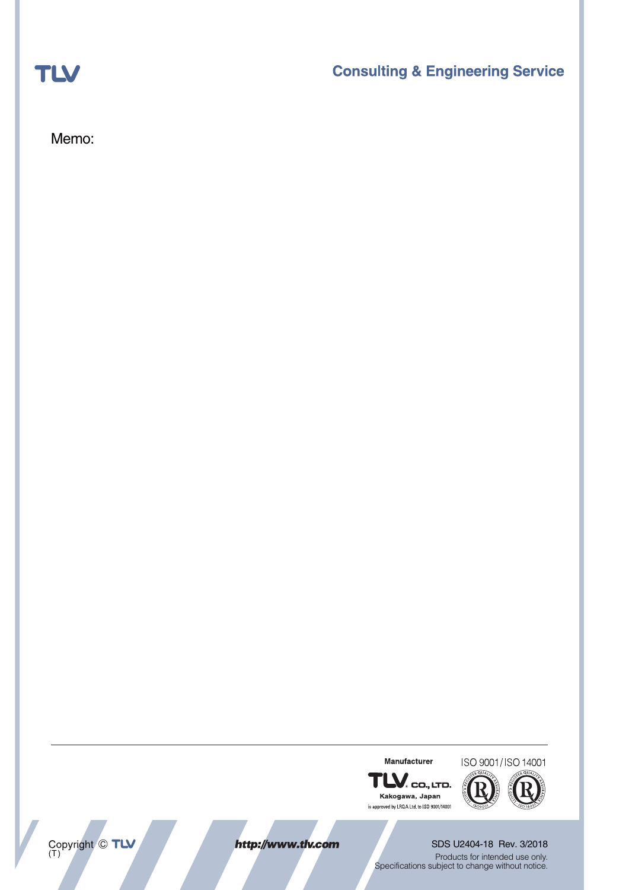Memo:

Manufacturer

TLV CO., LTD.

Kakogawa, Japan

is approved by LRQA Ltd. to ISO 9001/14001

ISO 9001 / ISO 14001

Copyright © TLV
(T)

http://www.tlv.com

SDS U2404-18 Rev. 3/2018

Products for intended use only.
Specifications subject to change without notice.